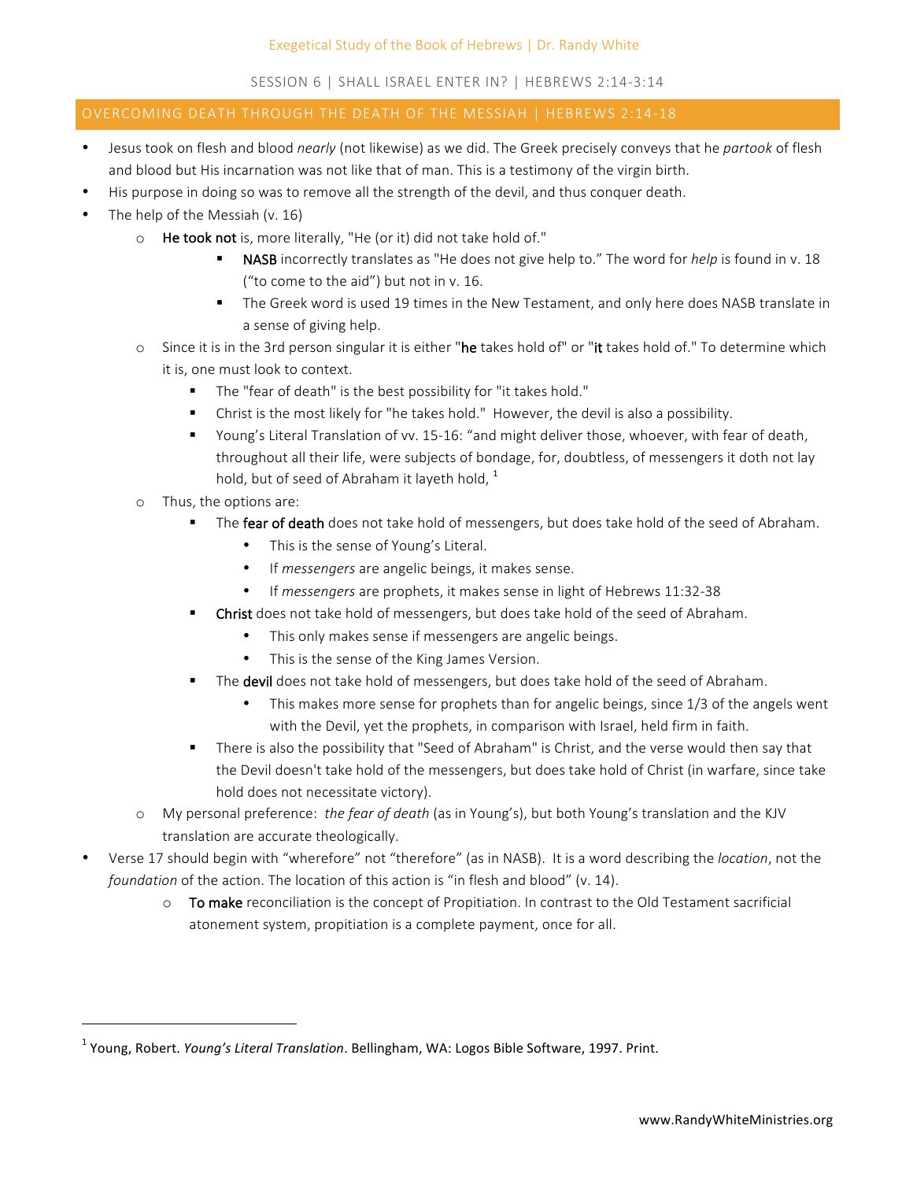Exegetical Study of the Book of Hebrews | Dr. Randy White

SESSION 6 | SHALL ISRAEL ENTER IN? | HEBREWS 2:14-3:14

## OVERCOMING DEATH THROUGH THE DEATH OF THE MESSIAH | HEBREWS 2:14-18

- Jesus took on flesh and blood *nearly* (not likewise) as we did. The Greek precisely conveys that he *partook* of flesh and blood but His incarnation was not like that of man. This is a testimony of the virgin birth.
- His purpose in doing so was to remove all the strength of the devil, and thus conquer death.
- The help of the Messiah (v. 16)
  - **He took not** is, more literally, "He (or it) did not take hold of."
    - **NASB** incorrectly translates as "He does not give help to." The word for *help* is found in v. 18 ("to come to the aid") but not in v. 16.
    - The Greek word is used 19 times in the New Testament, and only here does NASB translate in a sense of giving help.
  - Since it is in the 3rd person singular it is either "**he** takes hold of" or "**it** takes hold of." To determine which it is, one must look to context.
    - The "fear of death" is the best possibility for "it takes hold."
    - Christ is the most likely for "he takes hold." However, the devil is also a possibility.
    - Young's Literal Translation of vv. 15-16: "and might deliver those, whoever, with fear of death, throughout all their life, were subjects of bondage, for, doubtless, of messengers it doth not lay hold, but of seed of Abraham it layeth hold, [1]
  - Thus, the options are:
    - The **fear of death** does not take hold of messengers, but does take hold of the seed of Abraham.
      - This is the sense of Young's Literal.
      - If *messengers* are angelic beings, it makes sense.
      - If *messengers* are prophets, it makes sense in light of Hebrews 11:32-38
    - **Christ** does not take hold of messengers, but does take hold of the seed of Abraham.
      - This only makes sense if messengers are angelic beings.
      - This is the sense of the King James Version.
    - The **devil** does not take hold of messengers, but does take hold of the seed of Abraham.
      - This makes more sense for prophets than for angelic beings, since 1/3 of the angels went with the Devil, yet the prophets, in comparison with Israel, held firm in faith.
    - There is also the possibility that "Seed of Abraham" is Christ, and the verse would then say that the Devil doesn't take hold of the messengers, but does take hold of Christ (in warfare, since take hold does not necessitate victory).
  - My personal preference: *the fear of death* (as in Young's), but both Young's translation and the KJV translation are accurate theologically.
- Verse 17 should begin with "wherefore" not "therefore" (as in NASB). It is a word describing the *location*, not the *foundation* of the action. The location of this action is "in flesh and blood" (v. 14).
  - **To make** reconciliation is the concept of Propitiation. In contrast to the Old Testament sacrificial atonement system, propitiation is a complete payment, once for all.

---

[1] Young, Robert. *Young's Literal Translation*. Bellingham, WA: Logos Bible Software, 1997. Print.

www.RandyWhiteMinistries.org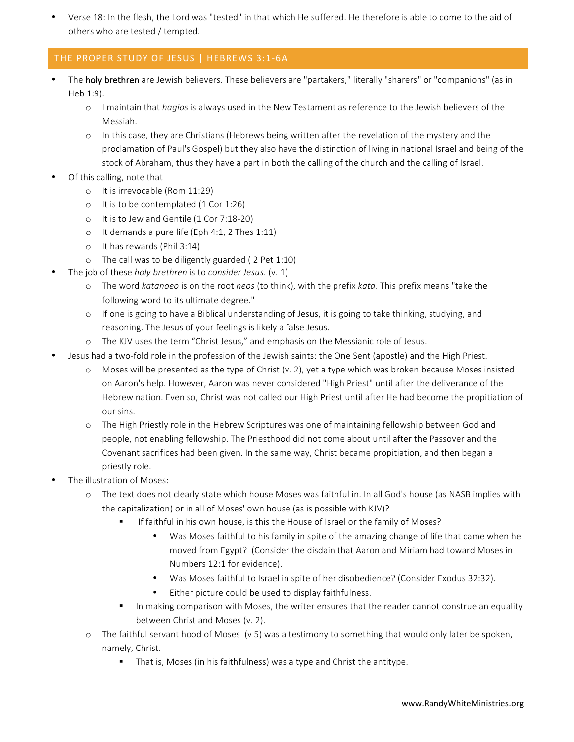- Verse 18: In the flesh, the Lord was "tested" in that which He suffered. He therefore is able to come to the aid of others who are tested / tempted.

## THE PROPER STUDY OF JESUS | HEBREWS 3:1-6A

- The **holy brethren** are Jewish believers. These believers are "partakers," literally "sharers" or "companions" (as in Heb 1:9).
    - I maintain that *hagios* is always used in the New Testament as reference to the Jewish believers of the Messiah.
    - In this case, they are Christians (Hebrews being written after the revelation of the mystery and the proclamation of Paul's Gospel) but they also have the distinction of living in national Israel and being of the stock of Abraham, thus they have a part in both the calling of the church and the calling of Israel.
- Of this calling, note that
    - It is irrevocable (Rom 11:29)
    - It is to be contemplated (1 Cor 1:26)
    - It is to Jew and Gentile (1 Cor 7:18-20)
    - It demands a pure life (Eph 4:1, 2 Thes 1:11)
    - It has rewards (Phil 3:14)
    - The call was to be diligently guarded ( 2 Pet 1:10)
- The job of these *holy brethren* is to *consider Jesus*. (v. 1)
    - The word *katanoeo* is on the root *neos* (to think), with the prefix *kata*. This prefix means "take the following word to its ultimate degree."
    - If one is going to have a Biblical understanding of Jesus, it is going to take thinking, studying, and reasoning. The Jesus of your feelings is likely a false Jesus.
    - The KJV uses the term “Christ Jesus,” and emphasis on the Messianic role of Jesus.
- Jesus had a two-fold role in the profession of the Jewish saints: the One Sent (apostle) and the High Priest.
    - Moses will be presented as the type of Christ (v. 2), yet a type which was broken because Moses insisted on Aaron's help. However, Aaron was never considered "High Priest" until after the deliverance of the Hebrew nation. Even so, Christ was not called our High Priest until after He had become the propitiation of our sins.
    - The High Priestly role in the Hebrew Scriptures was one of maintaining fellowship between God and people, not enabling fellowship. The Priesthood did not come about until after the Passover and the Covenant sacrifices had been given. In the same way, Christ became propitiation, and then began a priestly role.
- The illustration of Moses:
    - The text does not clearly state which house Moses was faithful in. In all God's house (as NASB implies with the capitalization) or in all of Moses' own house (as is possible with KJV)?
        - If faithful in his own house, is this the House of Israel or the family of Moses?
            - Was Moses faithful to his family in spite of the amazing change of life that came when he moved from Egypt? (Consider the disdain that Aaron and Miriam had toward Moses in Numbers 12:1 for evidence).
            - Was Moses faithful to Israel in spite of her disobedience? (Consider Exodus 32:32).
            - Either picture could be used to display faithfulness.
        - In making comparison with Moses, the writer ensures that the reader cannot construe an equality between Christ and Moses (v. 2).
    - The faithful servant hood of Moses (v 5) was a testimony to something that would only later be spoken, namely, Christ.
        - That is, Moses (in his faithfulness) was a type and Christ the antitype.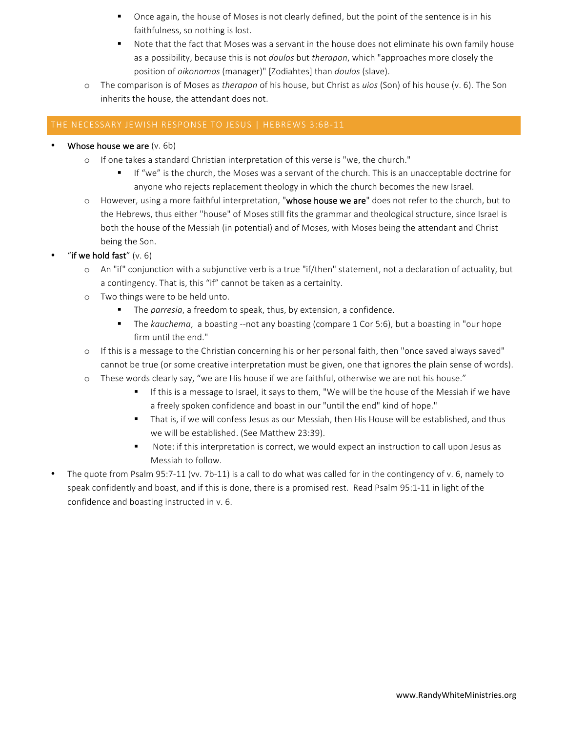- Once again, the house of Moses is not clearly defined, but the point of the sentence is in his faithfulness, so nothing is lost.
  - Note that the fact that Moses was a servant in the house does not eliminate his own family house as a possibility, because this is not *doulos* but *therapon*, which "approaches more closely the position of *oikonomos* (manager)" [Zodiahtes] than *doulos* (slave).
- The comparison is of Moses as *therapon* of his house, but Christ as *uios* (Son) of his house (v. 6). The Son inherits the house, the attendant does not.

## THE NECESSARY JEWISH RESPONSE TO JESUS | HEBREWS 3:6B-11

- **Whose house we are** (v. 6b)
  - If one takes a standard Christian interpretation of this verse is "we, the church."
    - If "we" is the church, the Moses was a servant of the church. This is an unacceptable doctrine for anyone who rejects replacement theology in which the church becomes the new Israel.
  - However, using a more faithful interpretation, "**whose house we are**" does not refer to the church, but to the Hebrews, thus either "house" of Moses still fits the grammar and theological structure, since Israel is both the house of the Messiah (in potential) and of Moses, with Moses being the attendant and Christ being the Son.
- "**if we hold fast**" (v. 6)
  - An "if" conjunction with a subjunctive verb is a true "if/then" statement, not a declaration of actuality, but a contingency. That is, this "if" cannot be taken as a certainlty.
  - Two things were to be held unto.
    - The *parresia*, a freedom to speak, thus, by extension, a confidence.
    - The *kauchema*, a boasting --not any boasting (compare 1 Cor 5:6), but a boasting in "our hope firm until the end."
  - If this is a message to the Christian concerning his or her personal faith, then "once saved always saved" cannot be true (or some creative interpretation must be given, one that ignores the plain sense of words).
  - These words clearly say, "we are His house if we are faithful, otherwise we are not his house."
    - If this is a message to Israel, it says to them, "We will be the house of the Messiah if we have a freely spoken confidence and boast in our "until the end" kind of hope."
    - That is, if we will confess Jesus as our Messiah, then His House will be established, and thus we will be established. (See Matthew 23:39).
    - Note: if this interpretation is correct, we would expect an instruction to call upon Jesus as Messiah to follow.
- The quote from Psalm 95:7-11 (vv. 7b-11) is a call to do what was called for in the contingency of v. 6, namely to speak confidently and boast, and if this is done, there is a promised rest. Read Psalm 95:1-11 in light of the confidence and boasting instructed in v. 6.